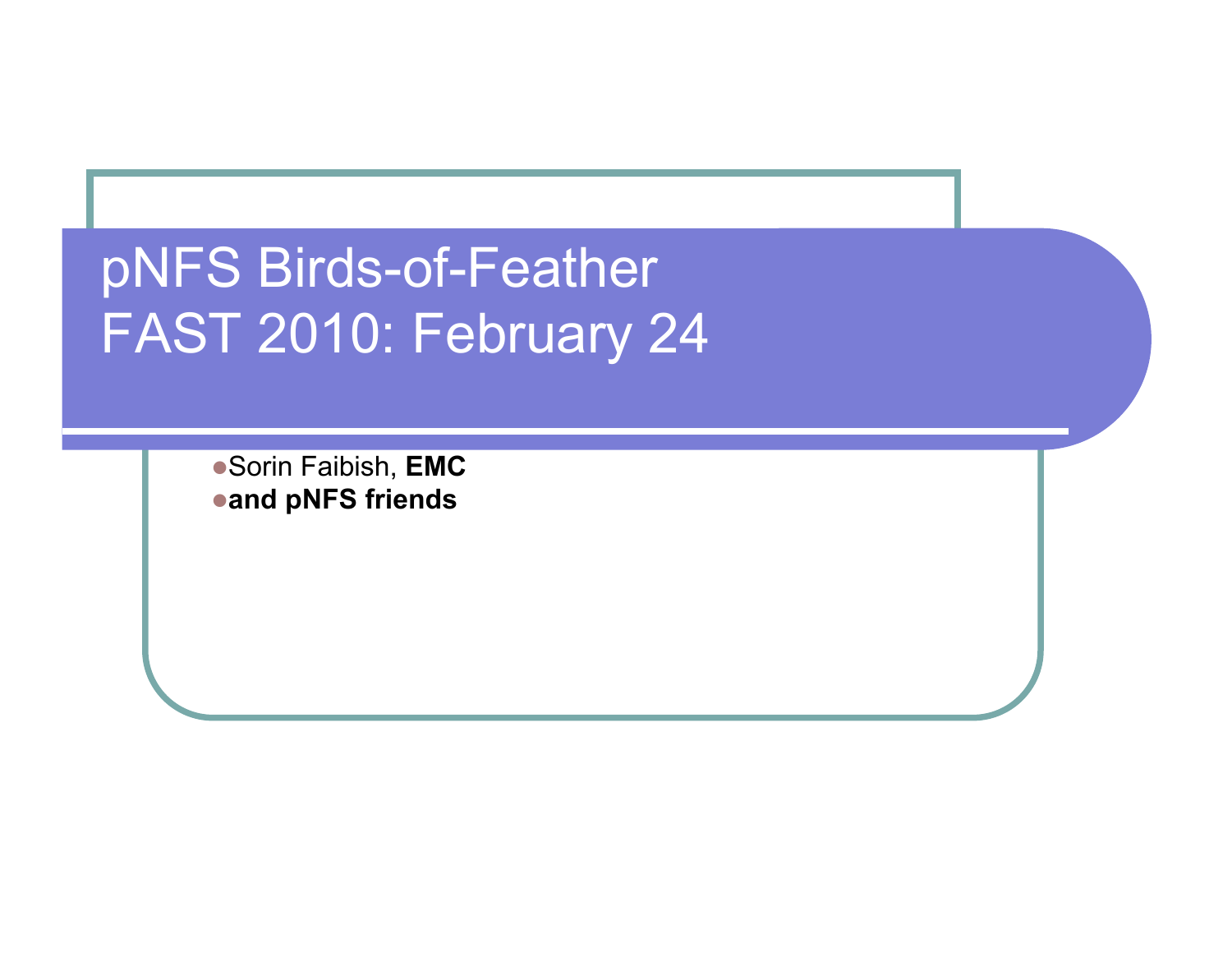# pNFS Birds-of-Feather
# FAST 2010: February 24

- Sorin Faibish, **EMC**
- **and pNFS friends**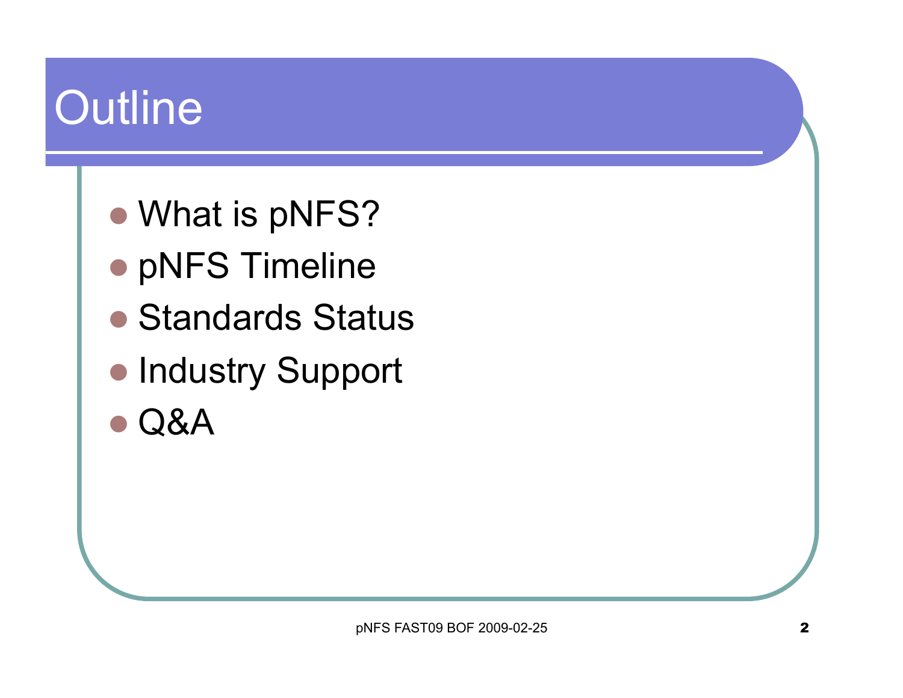# Outline

- What is pNFS?
- pNFS Timeline
- Standards Status
- Industry Support
- Q&A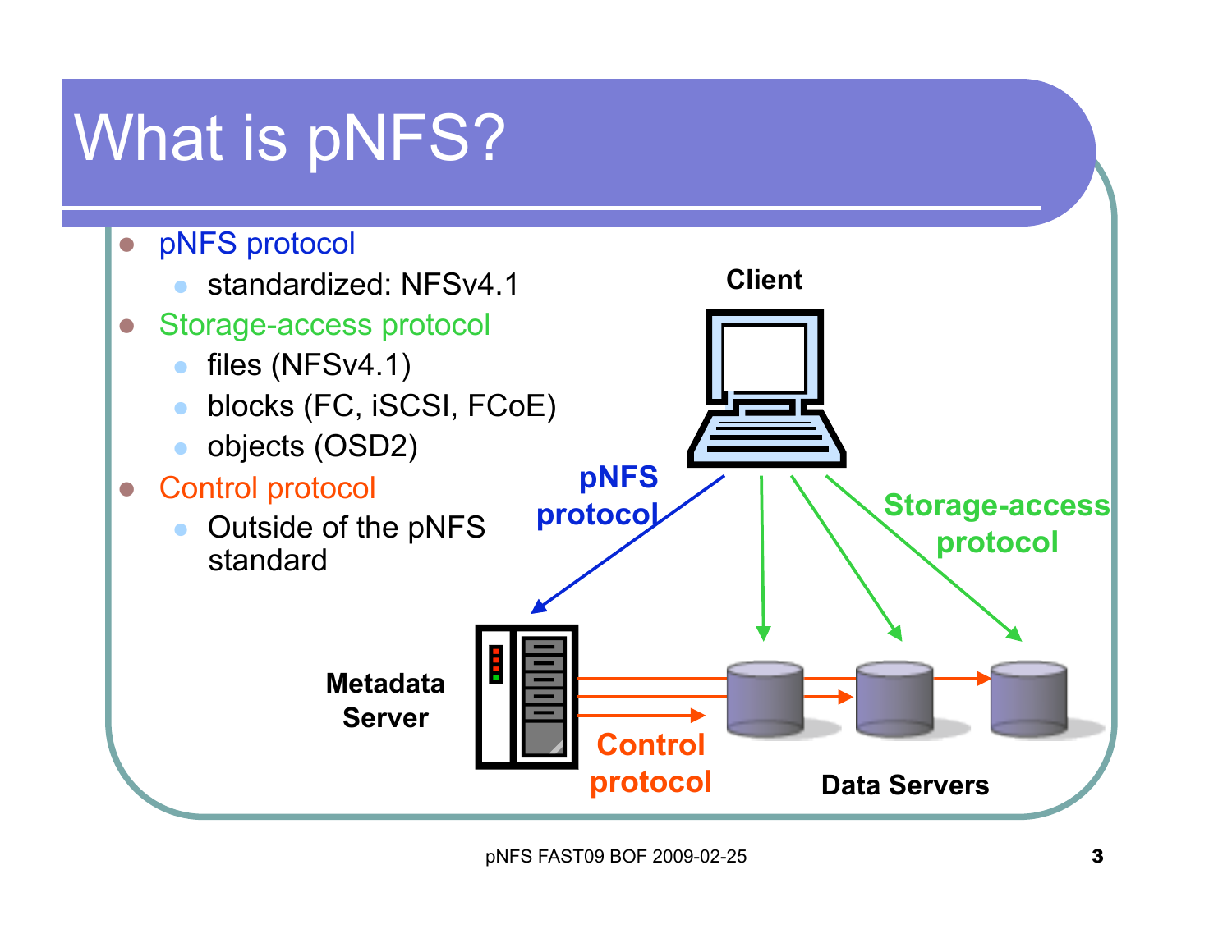# What is pNFS?

- pNFS protocol
  - standardized: NFSv4.1
- Storage-access protocol
  - files (NFSv4.1)
  - blocks (FC, iSCSI, FCoE)
  - objects (OSD2)
- Control protocol
  - Outside of the pNFS standard

Client

pNFS protocol

Storage-access protocol

Metadata Server

Control protocol

Data Servers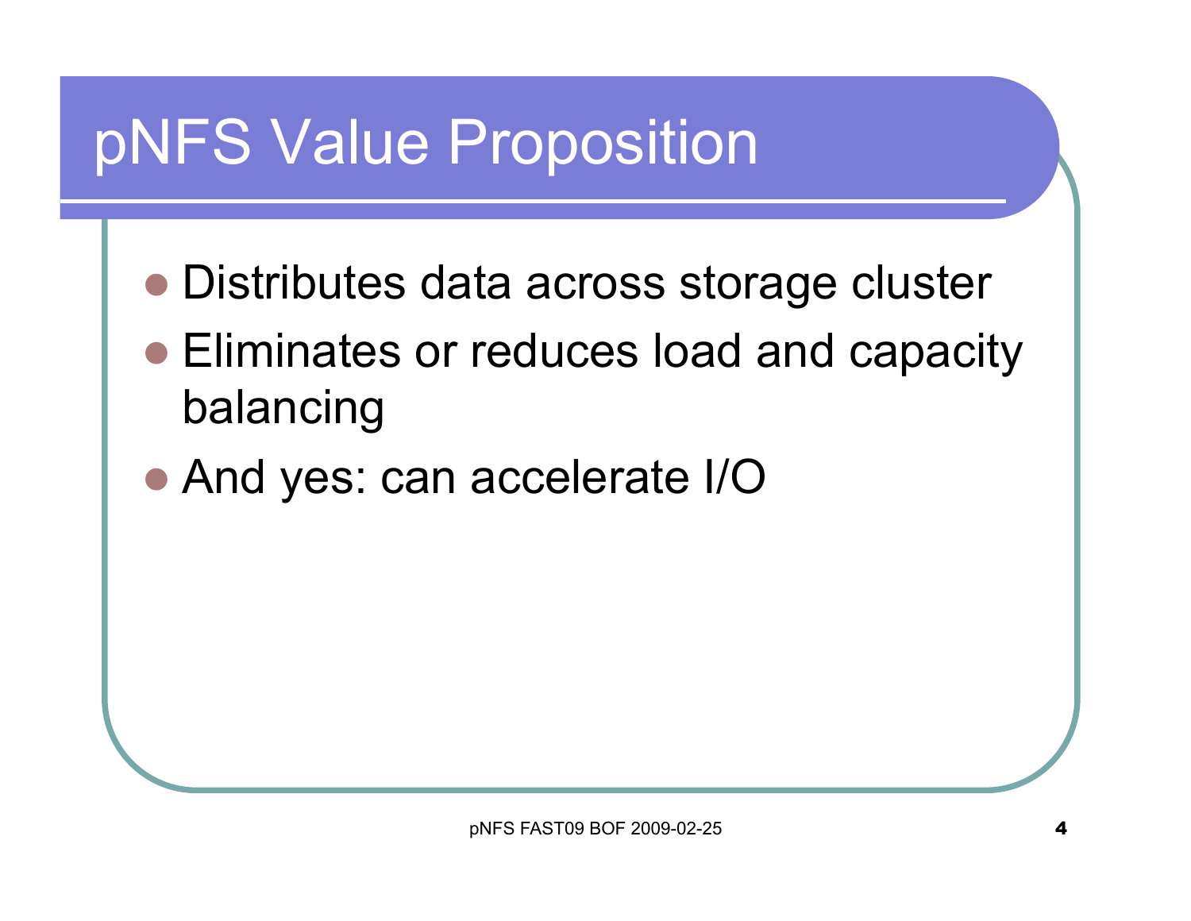# pNFS Value Proposition

- Distributes data across storage cluster
- Eliminates or reduces load and capacity balancing
- And yes: can accelerate I/O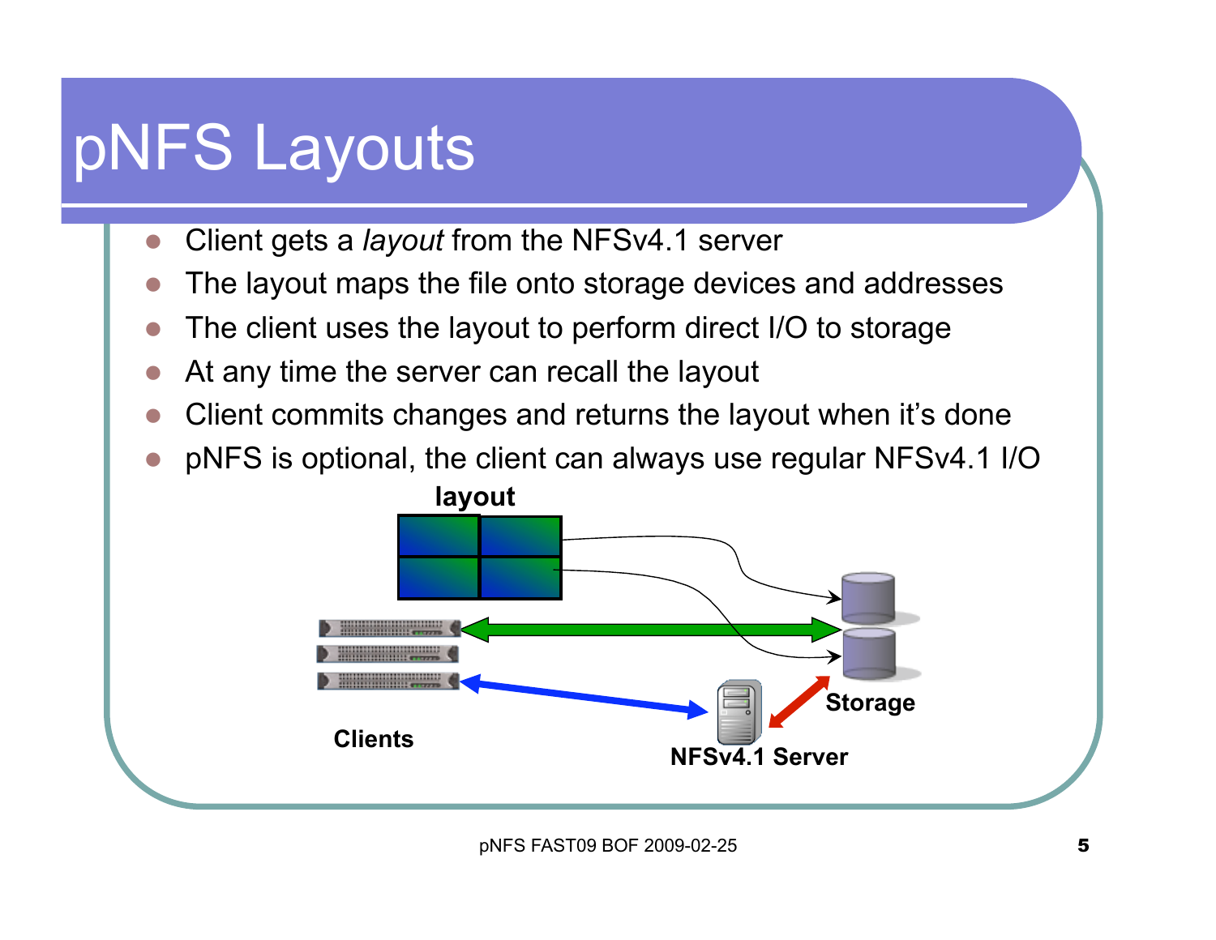# pNFS Layouts

- Client gets a *layout* from the NFSv4.1 server
- The layout maps the file onto storage devices and addresses
- The client uses the layout to perform direct I/O to storage
- At any time the server can recall the layout
- Client commits changes and returns the layout when it's done
- pNFS is optional, the client can always use regular NFSv4.1 I/O

layout

Clients

Storage

NFSv4.1 Server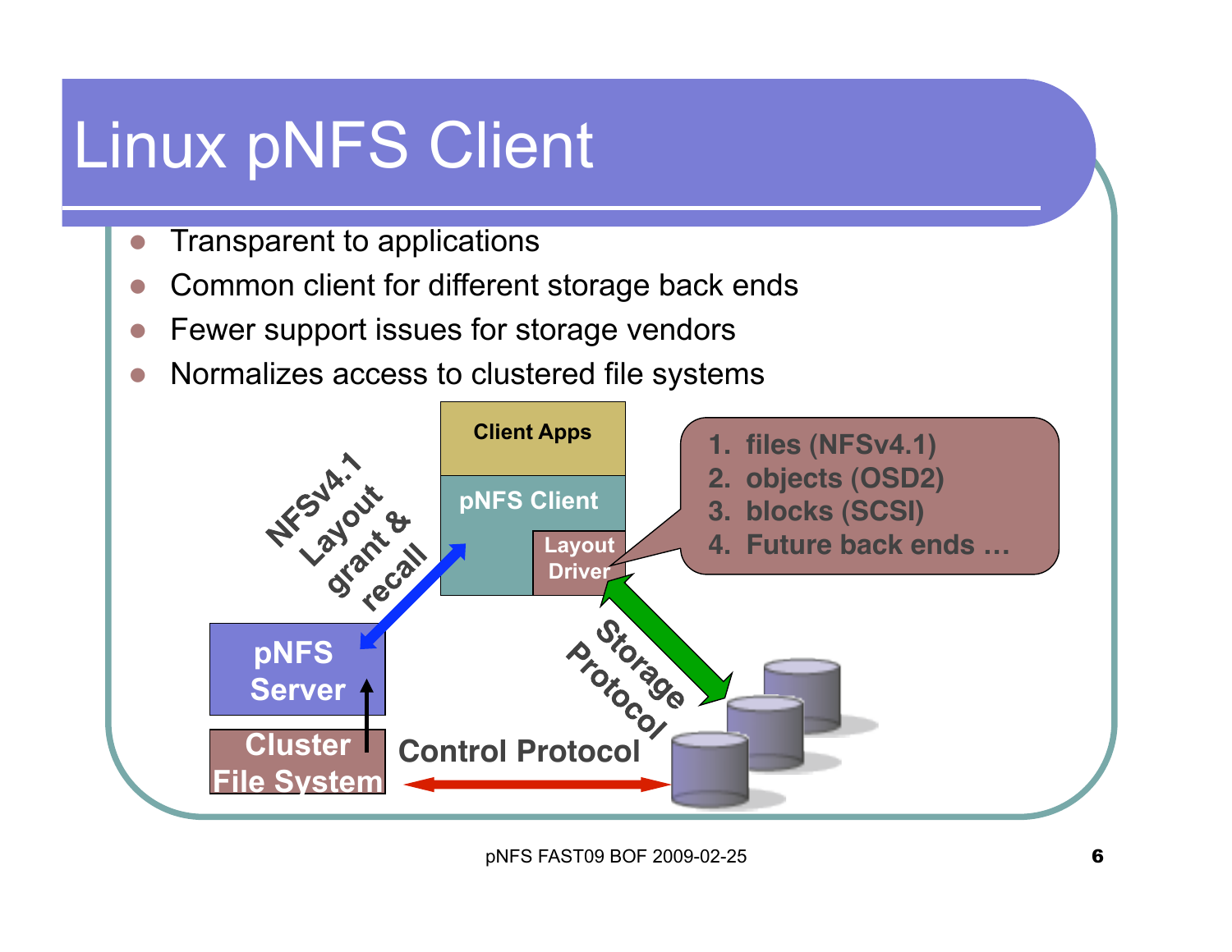# Linux pNFS Client

- Transparent to applications
- Common client for different storage back ends
- Fewer support issues for storage vendors
- Normalizes access to clustered file systems

Client Apps

pNFS Client

Layout Driver

1. files (NFSv4.1)
2. objects (OSD2)
3. blocks (SCSI)
4. Future back ends …

NFSv4.1 Layout grant & recall

pNFS Server

Cluster File System

Storage Protocol

Control Protocol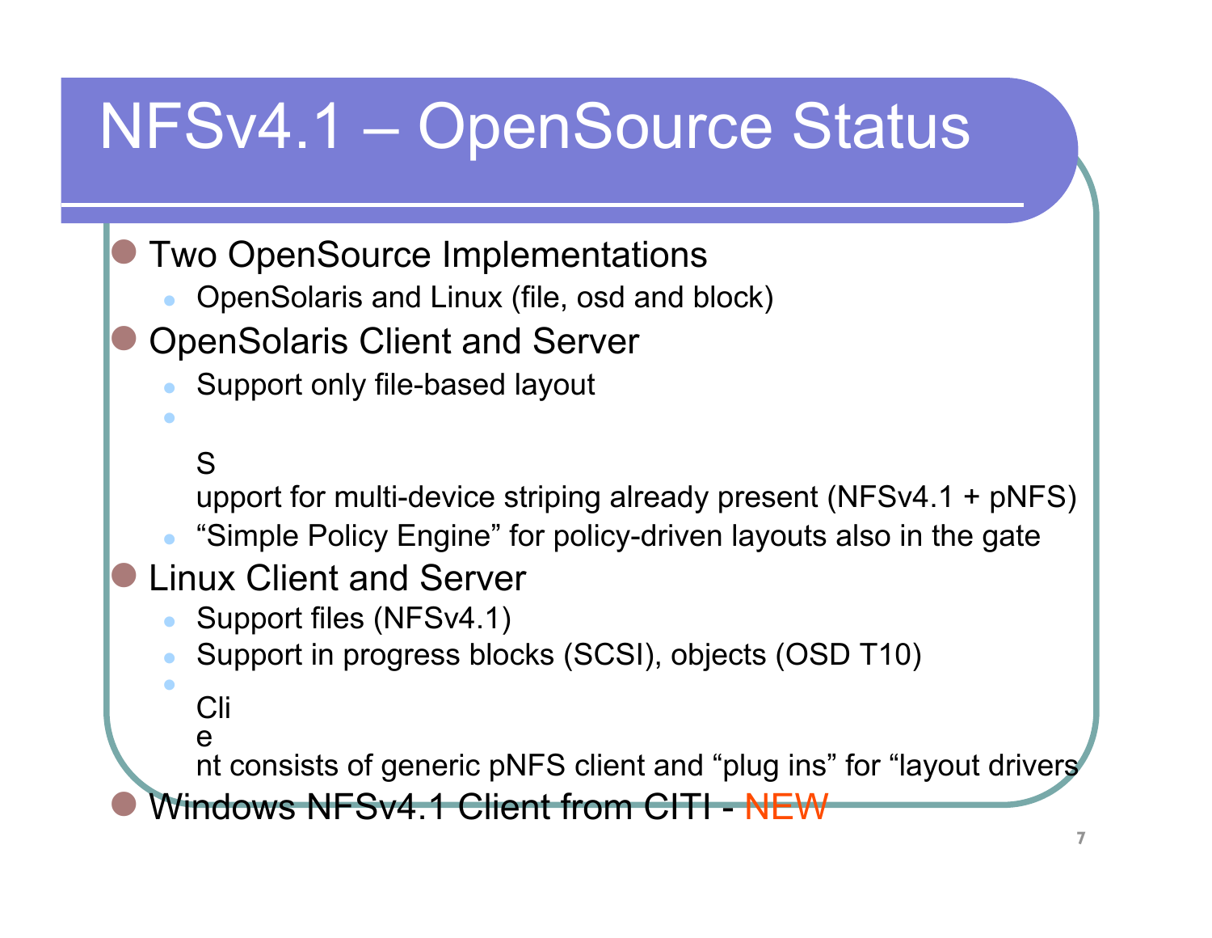# NFSv4.1 – OpenSource Status

- Two OpenSource Implementations
  - OpenSolaris and Linux (file, osd and block)
- OpenSolaris Client and Server
  - Support only file-based layout
  - Support for multi-device striping already present (NFSv4.1 + pNFS)
  - "Simple Policy Engine" for policy-driven layouts also in the gate
- Linux Client and Server
  - Support files (NFSv4.1)
  - Support in progress blocks (SCSI), objects (OSD T10)
  - Client consists of generic pNFS client and "plug ins" for "layout drivers
- Windows NFSv4.1 Client from CITI - NEW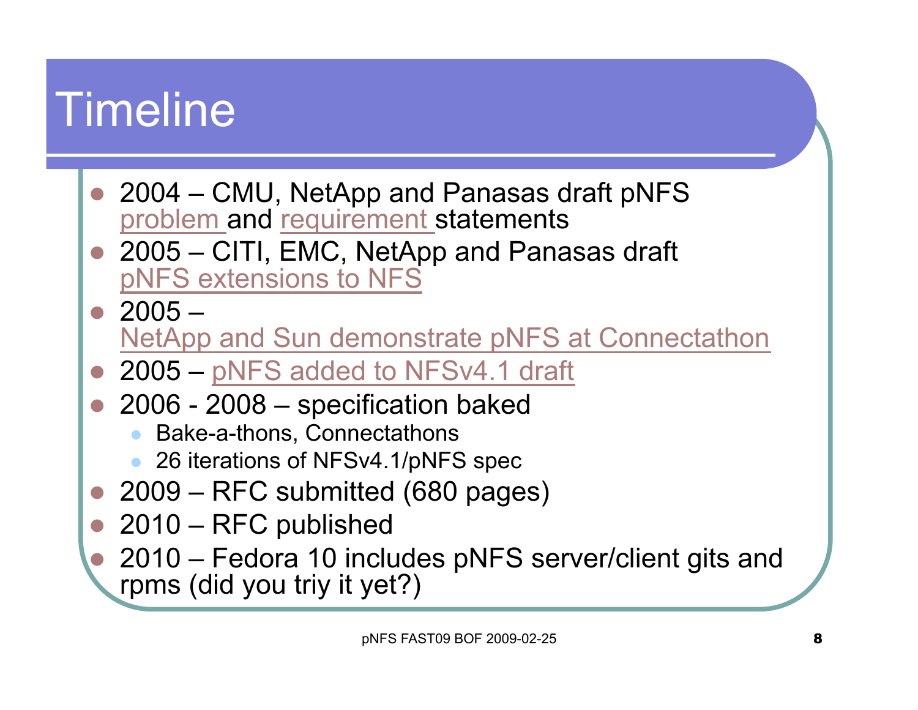# Timeline

- 2004 – CMU, NetApp and Panasas draft pNFS problem and requirement statements
- 2005 – CITI, EMC, NetApp and Panasas draft pNFS extensions to NFS
- 2005 – NetApp and Sun demonstrate pNFS at Connectathon
- 2005 – pNFS added to NFSv4.1 draft
- 2006 - 2008 – specification baked
  - Bake-a-thons, Connectathons
  - 26 iterations of NFSv4.1/pNFS spec
- 2009 – RFC submitted (680 pages)
- 2010 – RFC published
- 2010 – Fedora 10 includes pNFS server/client gits and rpms (did you triy it yet?)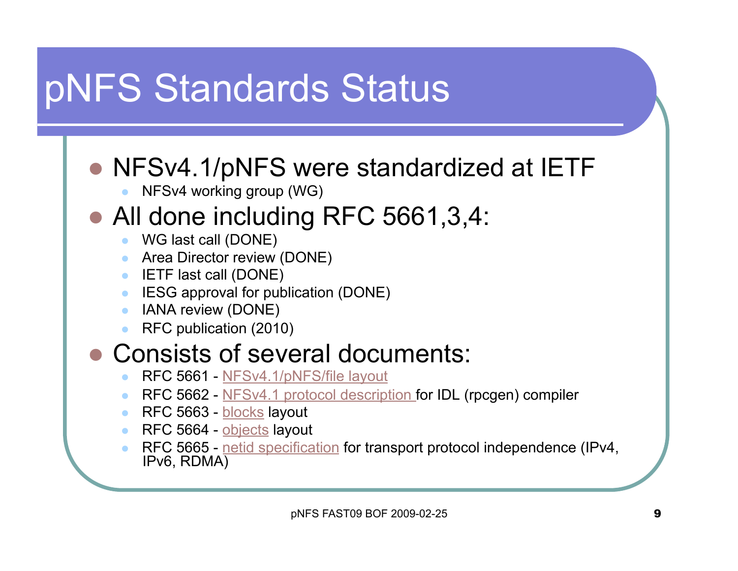# pNFS Standards Status

- NFSv4.1/pNFS were standardized at IETF
  - NFSv4 working group (WG)
- All done including RFC 5661,3,4:
  - WG last call (DONE)
  - Area Director review (DONE)
  - IETF last call (DONE)
  - IESG approval for publication (DONE)
  - IANA review (DONE)
  - RFC publication (2010)
- Consists of several documents:
  - RFC 5661 - NFSv4.1/pNFS/file layout
  - RFC 5662 - NFSv4.1 protocol description for IDL (rpcgen) compiler
  - RFC 5663 - blocks layout
  - RFC 5664 - objects layout
  - RFC 5665 - netid specification for transport protocol independence (IPv4, IPv6, RDMA)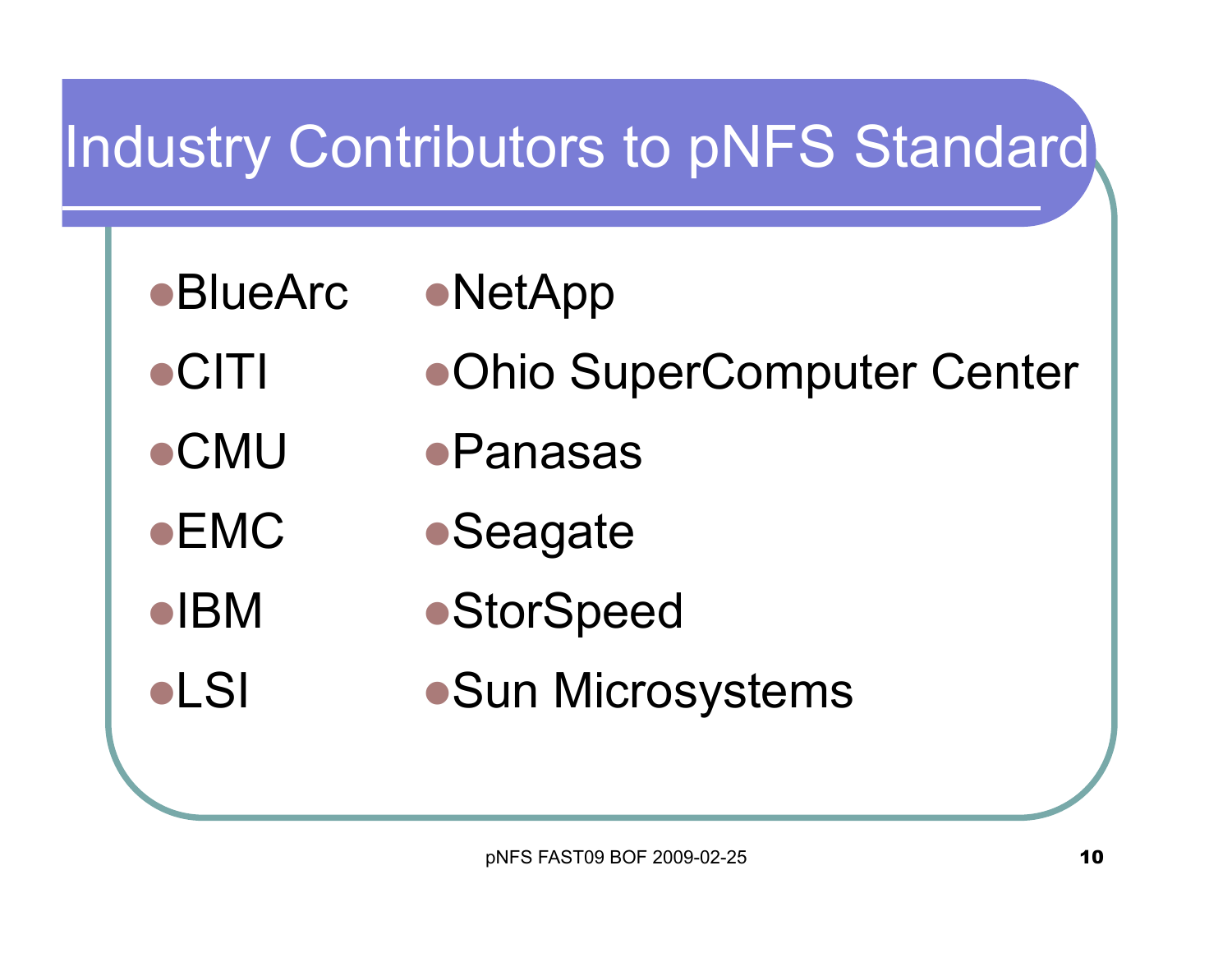# Industry Contributors to pNFS Standard

- BlueArc
- CITI
- CMU
- EMC
- IBM
- LSI
- NetApp
- Ohio SuperComputer Center
- Panasas
- Seagate
- StorSpeed
- Sun Microsystems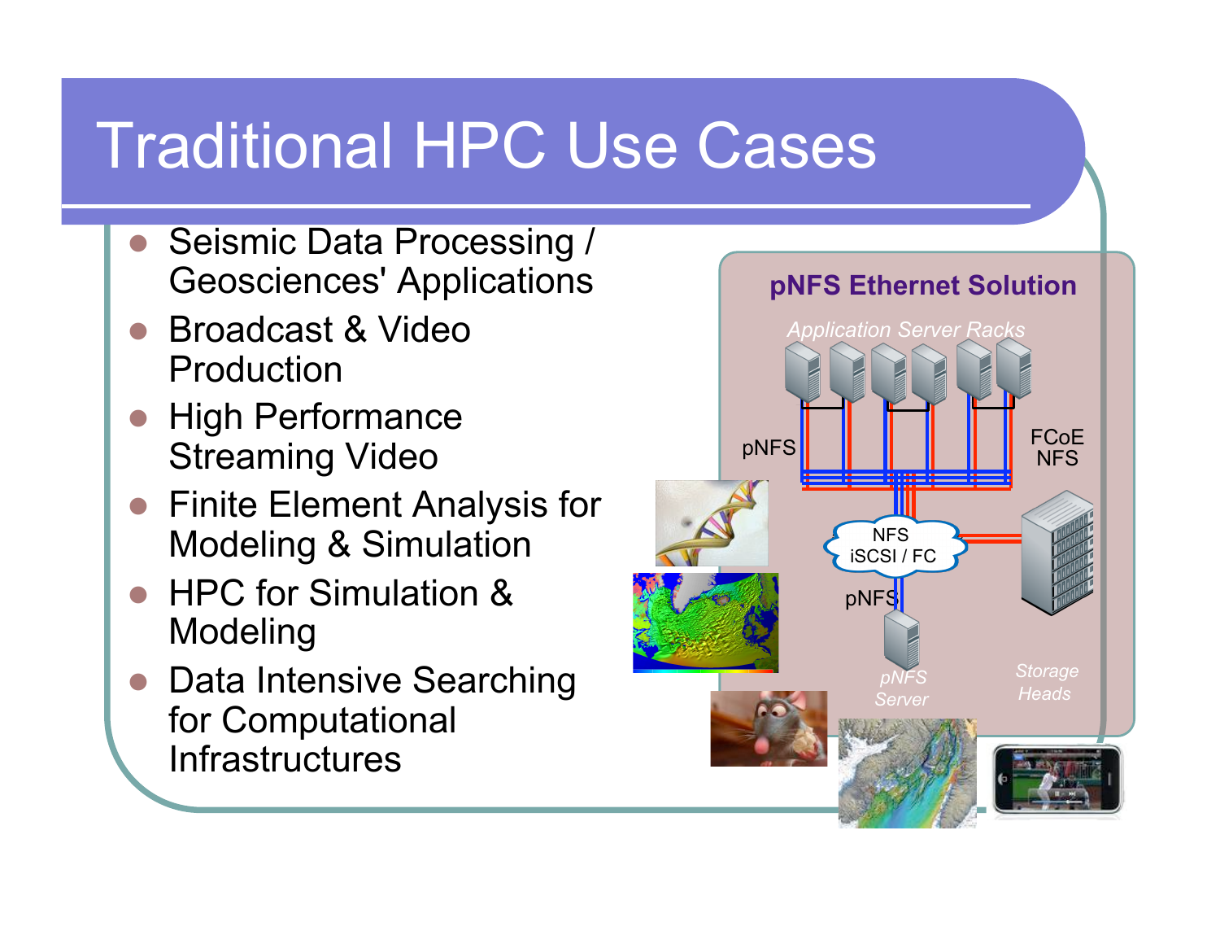# Traditional HPC Use Cases

- Seismic Data Processing / Geosciences' Applications
- Broadcast & Video Production
- High Performance Streaming Video
- Finite Element Analysis for Modeling & Simulation
- HPC for Simulation & Modeling
- Data Intensive Searching for Computational Infrastructures

**pNFS Ethernet Solution**

*Application Server Racks*

pNFS

FCoE NFS

NFS iSCSI / FC

pNFS

*pNFS Server*

*Storage Heads*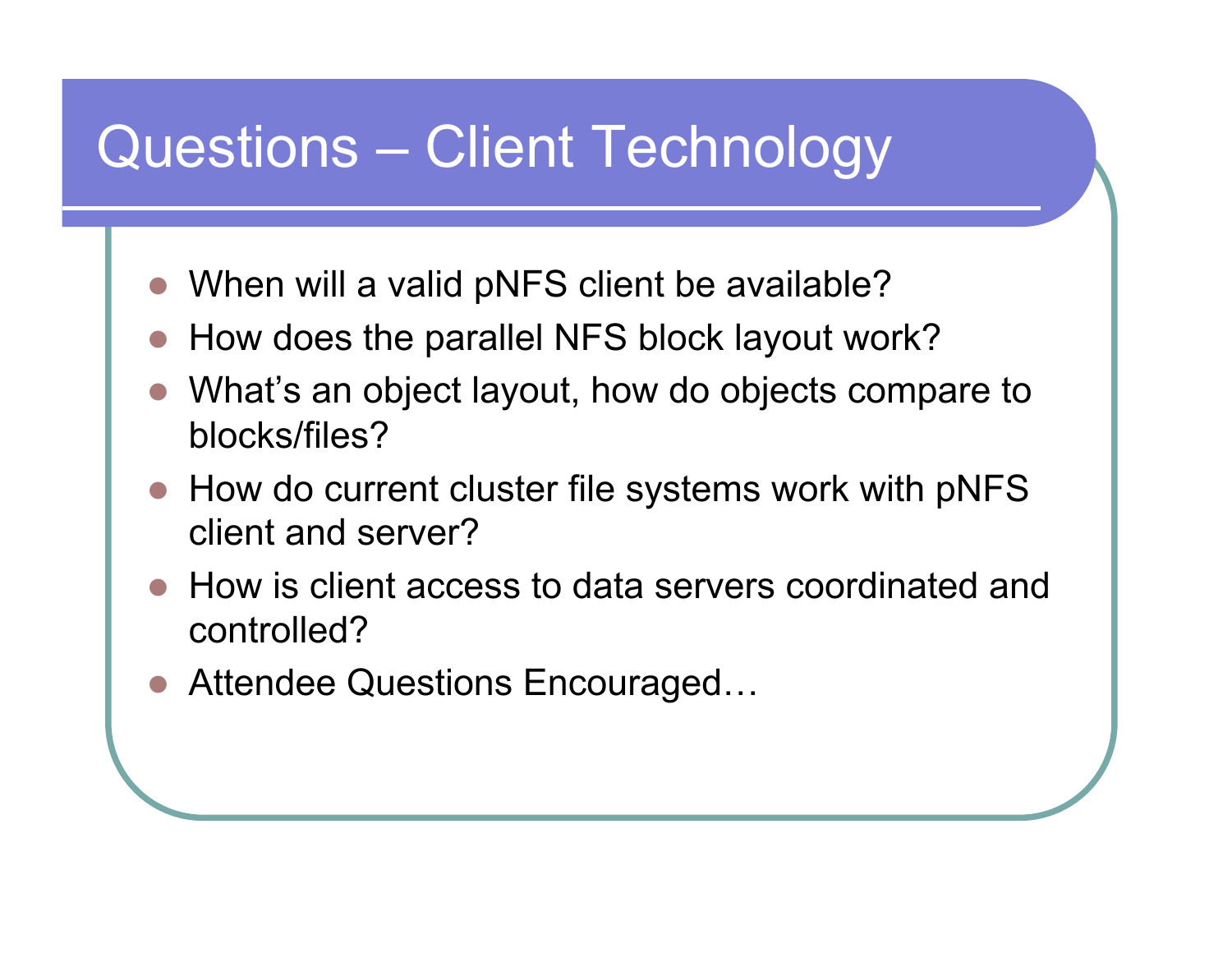# Questions – Client Technology

- When will a valid pNFS client be available?
- How does the parallel NFS block layout work?
- What's an object layout, how do objects compare to blocks/files?
- How do current cluster file systems work with pNFS client and server?
- How is client access to data servers coordinated and controlled?
- Attendee Questions Encouraged…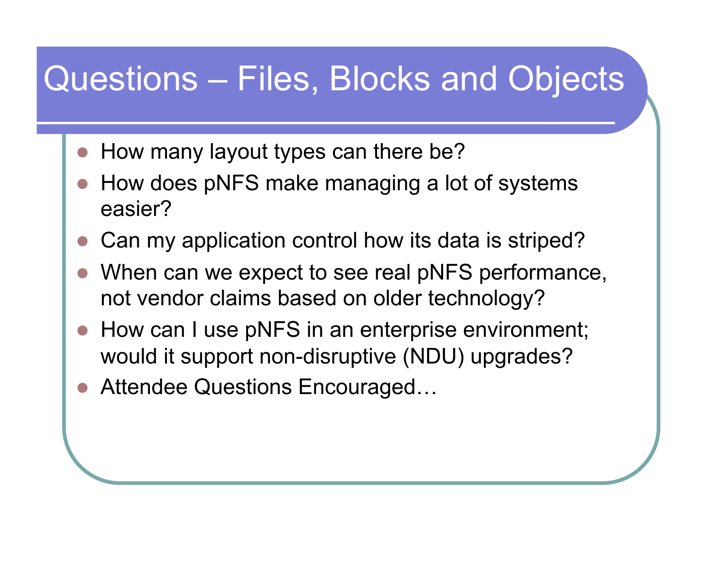# Questions – Files, Blocks and Objects

- How many layout types can there be?
- How does pNFS make managing a lot of systems easier?
- Can my application control how its data is striped?
- When can we expect to see real pNFS performance, not vendor claims based on older technology?
- How can I use pNFS in an enterprise environment; would it support non-disruptive (NDU) upgrades?
- Attendee Questions Encouraged…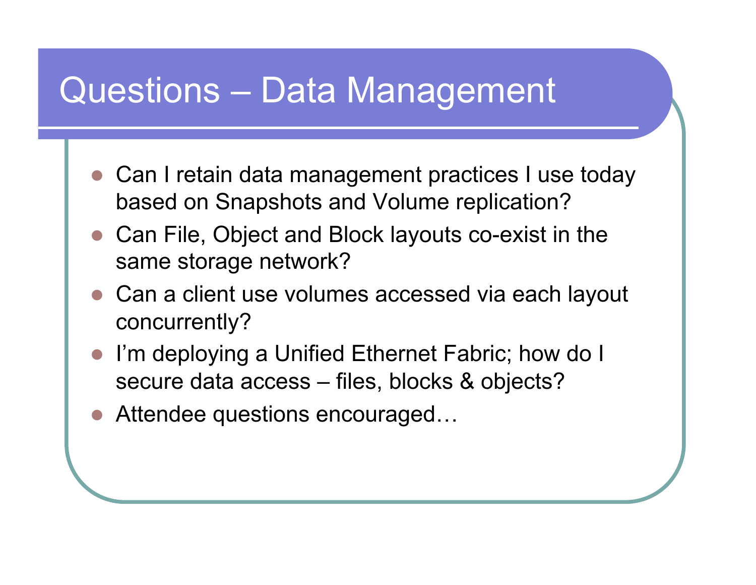# Questions – Data Management

- Can I retain data management practices I use today based on Snapshots and Volume replication?
- Can File, Object and Block layouts co-exist in the same storage network?
- Can a client use volumes accessed via each layout concurrently?
- I'm deploying a Unified Ethernet Fabric; how do I secure data access – files, blocks & objects?
- Attendee questions encouraged…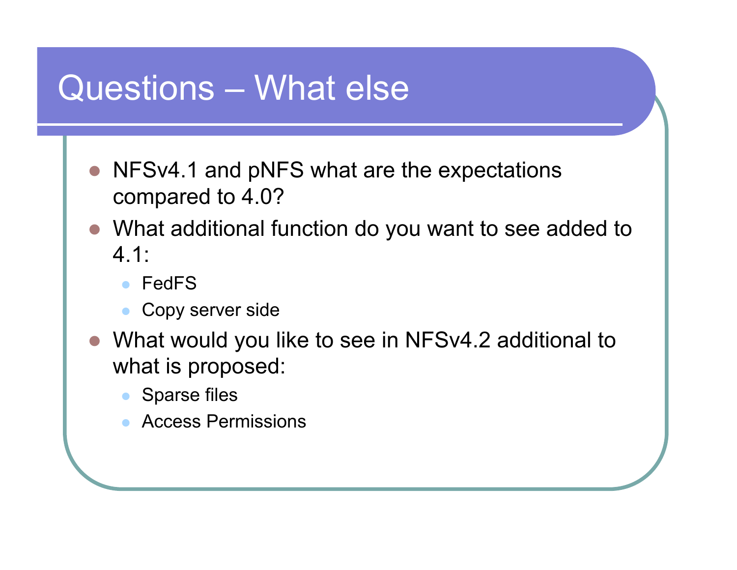# Questions – What else

- NFSv4.1 and pNFS what are the expectations compared to 4.0?
- What additional function do you want to see added to 4.1:
  - FedFS
  - Copy server side
- What would you like to see in NFSv4.2 additional to what is proposed:
  - Sparse files
  - Access Permissions